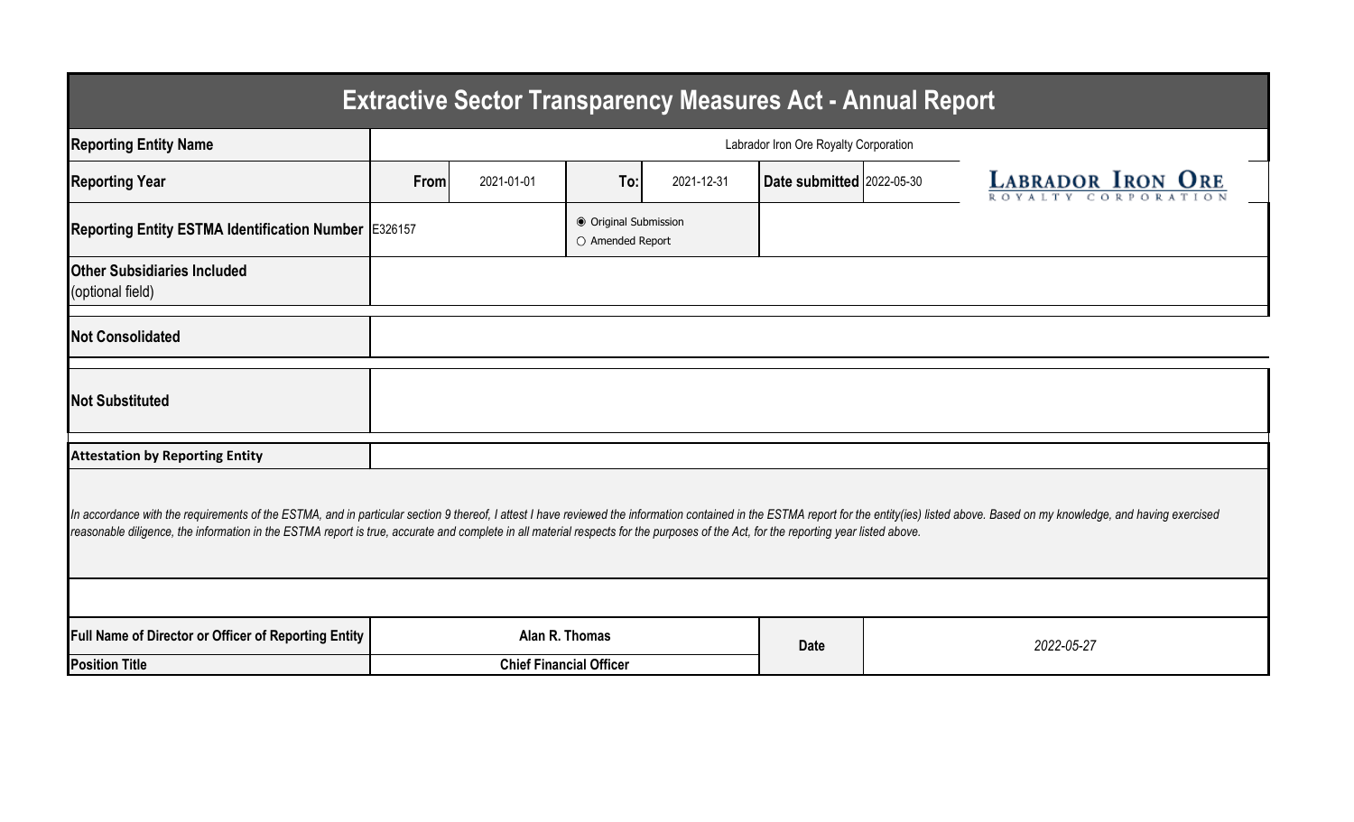# Extractive Sector Transparency Measures Act - Annual Report

| | | | | | | |
|---|---|---|---|---|---|---|
| **Reporting Entity Name** | Labrador Iron Ore Royalty Corporation | | | | | |
| **Reporting Year** | **From** 2021-01-01 | **To:** 2021-12-31 | | **Date submitted** 2022-05-30 | | LABRADOR IRON ORE ROYALTY CORPORATION |
| **Reporting Entity ESTMA Identification Number** | E326157 | ◉ Original Submission ○ Amended Report | | | | |
| **Other Subsidiaries Included** (optional field) | | | | | | |
| **Not Consolidated** | | | | | | |
| **Not Substituted** | | | | | | |

**Attestation by Reporting Entity**

*In accordance with the requirements of the ESTMA, and in particular section 9 thereof, I attest I have reviewed the information contained in the ESTMA report for the entity(ies) listed above. Based on my knowledge, and having exercised reasonable diligence, the information in the ESTMA report is true, accurate and complete in all material respects for the purposes of the Act, for the reporting year listed above.*

| | | | |
|---|---|---|---|
| **Full Name of Director or Officer of Reporting Entity** | **Alan R. Thomas** | **Date** | *2022-05-27* |
| **Position Title** | **Chief Financial Officer** | | |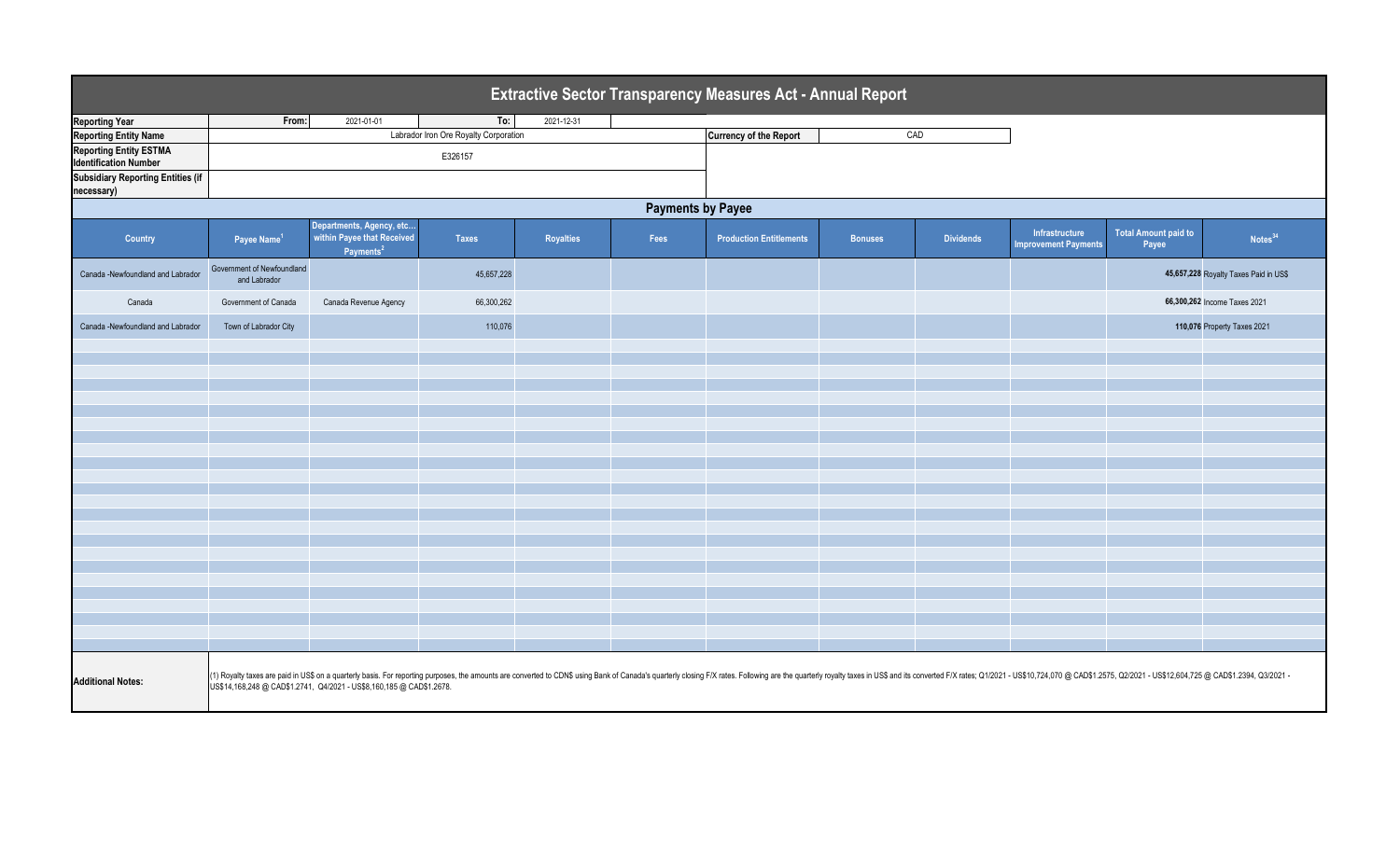# Extractive Sector Transparency Measures Act - Annual Report

| | | | | |
|---|---|---|---|---|
| **Reporting Year** | **From:** | 2021-01-01 | **To:** | 2021-12-31 |
| **Reporting Entity Name** | Labrador Iron Ore Royalty Corporation | | **Currency of the Report** | CAD |
| **Reporting Entity ESTMA Identification Number** | E326157 | | | |
| **Subsidiary Reporting Entities (if necessary)** | | | | |

## Payments by Payee

| Country | Payee Name[1] | Departments, Agency, etc... within Payee that Received Payments[2] | Taxes | Royalties | Fees | Production Entitlements | Bonuses | Dividends | Infrastructure Improvement Payments | Total Amount paid to Payee | Notes[34] |
|---|---|---|---|---|---|---|---|---|---|---|---|
| Canada -Newfoundland and Labrador | Government of Newfoundland and Labrador | | 45,657,228 | | | | | | | **45,657,228** | Royalty Taxes Paid in US$ |
| Canada | Government of Canada | Canada Revenue Agency | 66,300,262 | | | | | | | **66,300,262** | Income Taxes 2021 |
| Canada -Newfoundland and Labrador | Town of Labrador City | | 110,076 | | | | | | | **110,076** | Property Taxes 2021 |

**Additional Notes:** (1) Royalty taxes are paid in US$ on a quarterly basis. For reporting purposes, the amounts are converted to CDN$ using Bank of Canada's quarterly closing F/X rates. Following are the quarterly royalty taxes in US$ and its converted F/X rates; Q1/2021 - US$10,724,070 @ CAD$1.2575, Q2/2021 - US$12,604,725 @ CAD$1.2394, Q3/2021 - US$14,168,248 @ CAD$1.2741, Q4/2021 - US$8,160,185 @ CAD$1.2678.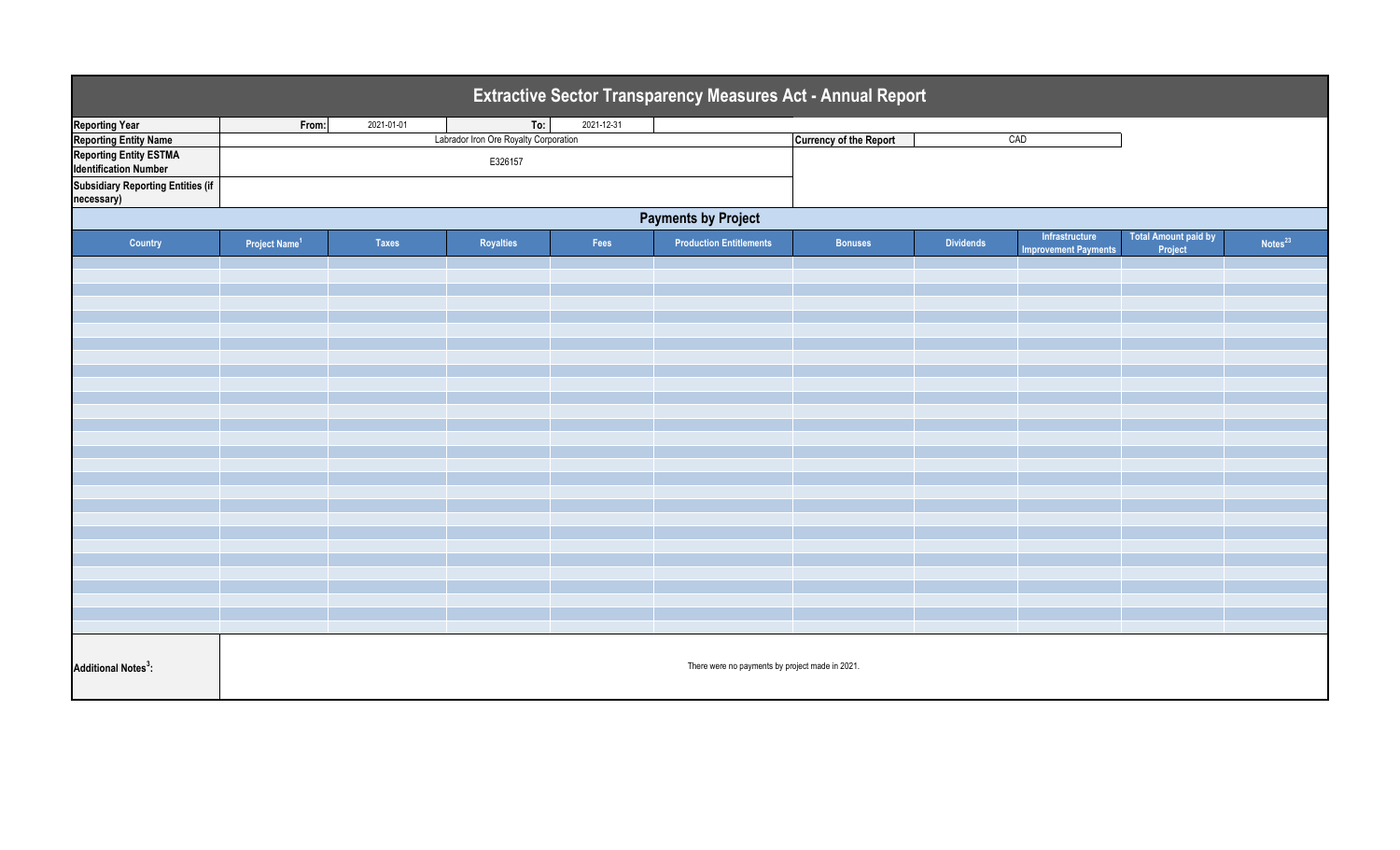# Extractive Sector Transparency Measures Act - Annual Report

| | | | | | |
|---|---|---|---|---|---|
| **Reporting Year** | **From:** | 2021-01-01 | **To:** | 2021-12-31 | |
| **Reporting Entity Name** | Labrador Iron Ore Royalty Corporation | | | **Currency of the Report** | CAD |
| **Reporting Entity ESTMA Identification Number** | E326157 | | | | |
| **Subsidiary Reporting Entities (if necessary)** | | | | | |

## Payments by Project

| Country | Project Name[1] | Taxes | Royalties | Fees | Production Entitlements | Bonuses | Dividends | Infrastructure Improvement Payments | Total Amount paid by Project | Notes[23] |
|---|---|---|---|---|---|---|---|---|---|---|
| | | | | | | | | | | |

**Additional Notes[3]:** There were no payments by project made in 2021.